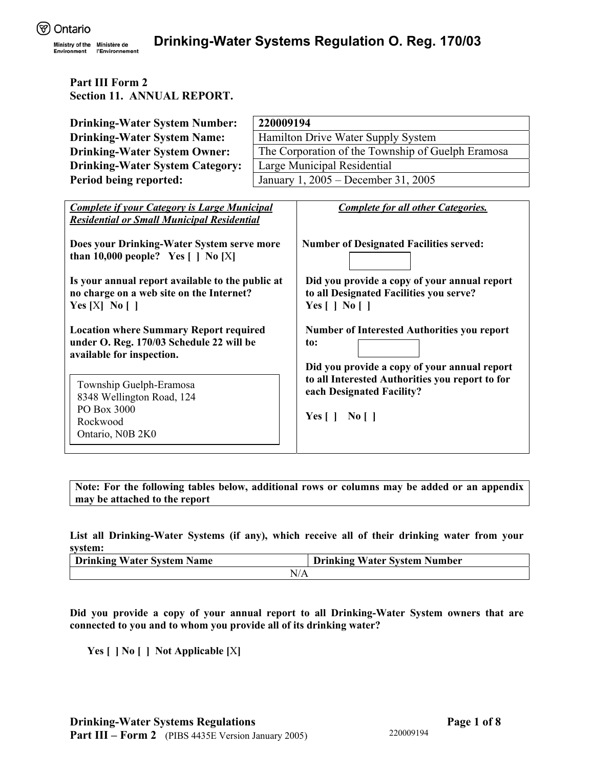# Drinking-Water Systems Regulation O. Reg. 170/03

**Part III Form 2**
**Section 11. ANNUAL REPORT.**

| | |
|---|---|
| **Drinking-Water System Number:** | **220009194** |
| **Drinking-Water System Name:** | Hamilton Drive Water Supply System |
| **Drinking-Water System Owner:** | The Corporation of the Township of Guelph Eramosa |
| **Drinking-Water System Category:** | Large Municipal Residential |
| **Period being reported:** | January 1, 2005 – December 31, 2005 |

| ***Complete if your Category is Large Municipal Residential or Small Municipal Residential*** | ***Complete for all other Categories.*** |
|---|---|
| **Does your Drinking-Water System serve more than 10,000 people? Yes [ ] No [X]** | **Number of Designated Facilities served:** |
| **Is your annual report available to the public at no charge on a web site on the Internet? Yes [X] No [ ]** | **Did you provide a copy of your annual report to all Designated Facilities you serve? Yes [ ] No [ ]** |
| **Location where Summary Report required under O. Reg. 170/03 Schedule 22 will be available for inspection.** | **Number of Interested Authorities you report to:** |
| Township Guelph-Eramosa<br>8348 Wellington Road, 124<br>PO Box 3000<br>Rockwood<br>Ontario, N0B 2K0 | **Did you provide a copy of your annual report to all Interested Authorities you report to for each Designated Facility?**<br><br>**Yes [ ] No [ ]** |

**Note: For the following tables below, additional rows or columns may be added or an appendix may be attached to the report**

**List all Drinking-Water Systems (if any), which receive all of their drinking water from your system:**

| **Drinking Water System Name** | **Drinking Water System Number** |
|---|---|
| N/A | |

**Did you provide a copy of your annual report to all Drinking-Water System owners that are connected to you and to whom you provide all of its drinking water?**

**Yes [ ] No [ ] Not Applicable [X]**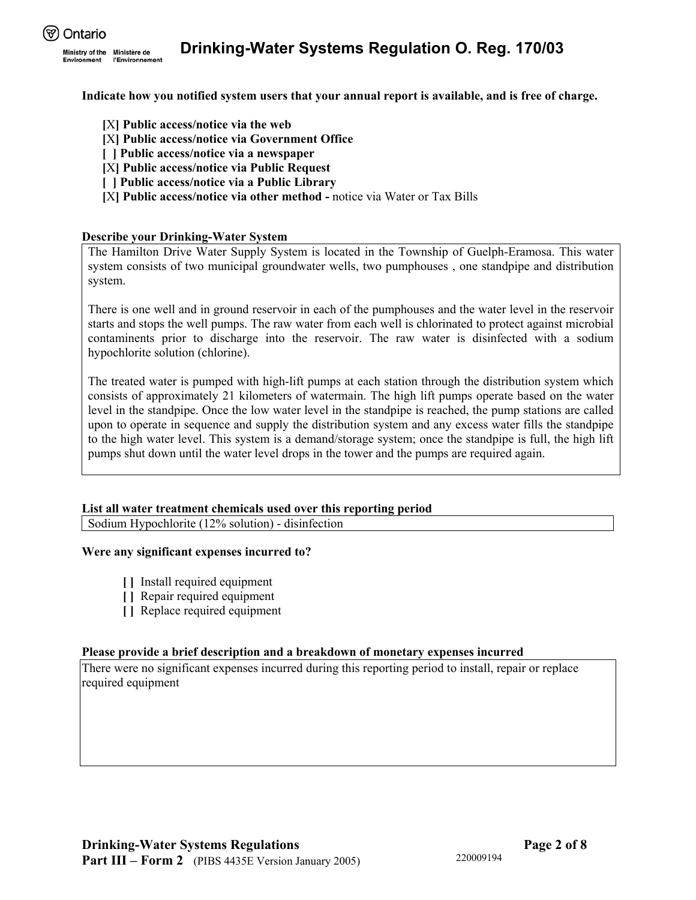**Indicate how you notified system users that your annual report is available, and is free of charge.**

- [X] **Public access/notice via the web**
- [X] **Public access/notice via Government Office**
- [ ] **Public access/notice via a newspaper**
- [X] **Public access/notice via Public Request**
- [ ] **Public access/notice via a Public Library**
- [X] **Public access/notice via other method -** notice via Water or Tax Bills

**Describe your Drinking-Water System**

The Hamilton Drive Water Supply System is located in the Township of Guelph-Eramosa. This water system consists of two municipal groundwater wells, two pumphouses , one standpipe and distribution system.

There is one well and in ground reservoir in each of the pumphouses and the water level in the reservoir starts and stops the well pumps. The raw water from each well is chlorinated to protect against microbial contaminents prior to discharge into the reservoir. The raw water is disinfected with a sodium hypochlorite solution (chlorine).

The treated water is pumped with high-lift pumps at each station through the distribution system which consists of approximately 21 kilometers of watermain. The high lift pumps operate based on the water level in the standpipe. Once the low water level in the standpipe is reached, the pump stations are called upon to operate in sequence and supply the distribution system and any excess water fills the standpipe to the high water level. This system is a demand/storage system; once the standpipe is full, the high lift pumps shut down until the water level drops in the tower and the pumps are required again.

**List all water treatment chemicals used over this reporting period**

Sodium Hypochlorite (12% solution) - disinfection

**Were any significant expenses incurred to?**

- [ ] Install required equipment
- [ ] Repair required equipment
- [ ] Replace required equipment

**Please provide a brief description and a breakdown of monetary expenses incurred**

There were no significant expenses incurred during this reporting period to install, repair or replace required equipment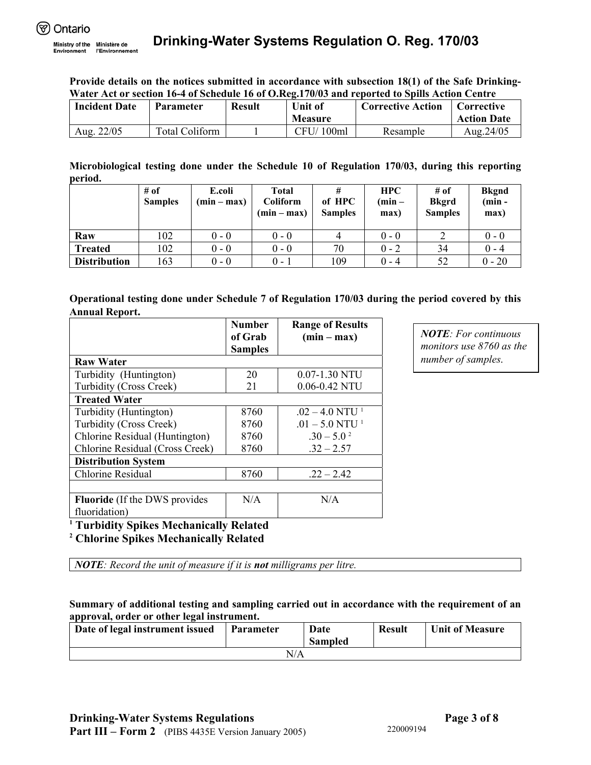**Provide details on the notices submitted in accordance with subsection 18(1) of the Safe Drinking-Water Act or section 16-4 of Schedule 16 of O.Reg.170/03 and reported to Spills Action Centre**

| Incident Date | Parameter | Result | Unit of Measure | Corrective Action | Corrective Action Date |
|---|---|---|---|---|---|
| Aug. 22/05 | Total Coliform | 1 | CFU/ 100ml | Resample | Aug.24/05 |

**Microbiological testing done under the Schedule 10 of Regulation 170/03, during this reporting period.**

| | # of Samples | E.coli (min – max) | Total Coliform (min – max) | # of HPC Samples | HPC (min – max) | # of Bkgrd Samples | Bkgnd (min - max) |
|---|---|---|---|---|---|---|---|
| **Raw** | 102 | 0 - 0 | 0 - 0 | 4 | 0 - 0 | 2 | 0 - 0 |
| **Treated** | 102 | 0 - 0 | 0 - 0 | 70 | 0 - 2 | 34 | 0 - 4 |
| **Distribution** | 163 | 0 - 0 | 0 - 1 | 109 | 0 - 4 | 52 | 0 - 20 |

**Operational testing done under Schedule 7 of Regulation 170/03 during the period covered by this Annual Report.**

| | Number of Grab Samples | Range of Results (min – max) |
|---|---|---|
| **Raw Water** | | |
| Turbidity (Huntington) | 20 | 0.07-1.30 NTU |
| Turbidity (Cross Creek) | 21 | 0.06-0.42 NTU |
| **Treated Water** | | |
| Turbidity (Huntington) | 8760 | .02 – 4.0 NTU [1] |
| Turbidity (Cross Creek) | 8760 | .01 – 5.0 NTU [1] |
| Chlorine Residual (Huntington) | 8760 | .30 – 5.0 [2] |
| Chlorine Residual (Cross Creek) | 8760 | .32 – 2.57 |
| **Distribution System** | | |
| Chlorine Residual | 8760 | .22 – 2.42 |
| | | |
| **Fluoride** (If the DWS provides fluoridation) | N/A | N/A |

*NOTE: For continuous monitors use 8760 as the number of samples.*

[1] **Turbidity Spikes Mechanically Related**

[2] **Chlorine Spikes Mechanically Related**

*NOTE: Record the unit of measure if it is **not** milligrams per litre.*

**Summary of additional testing and sampling carried out in accordance with the requirement of an approval, order or other legal instrument.**

| Date of legal instrument issued | Parameter | Date Sampled | Result | Unit of Measure |
|---|---|---|---|---|
| N/A | | | | |

**Drinking-Water Systems Regulations**
**Part III – Form 2** (PIBS 4435E Version January 2005)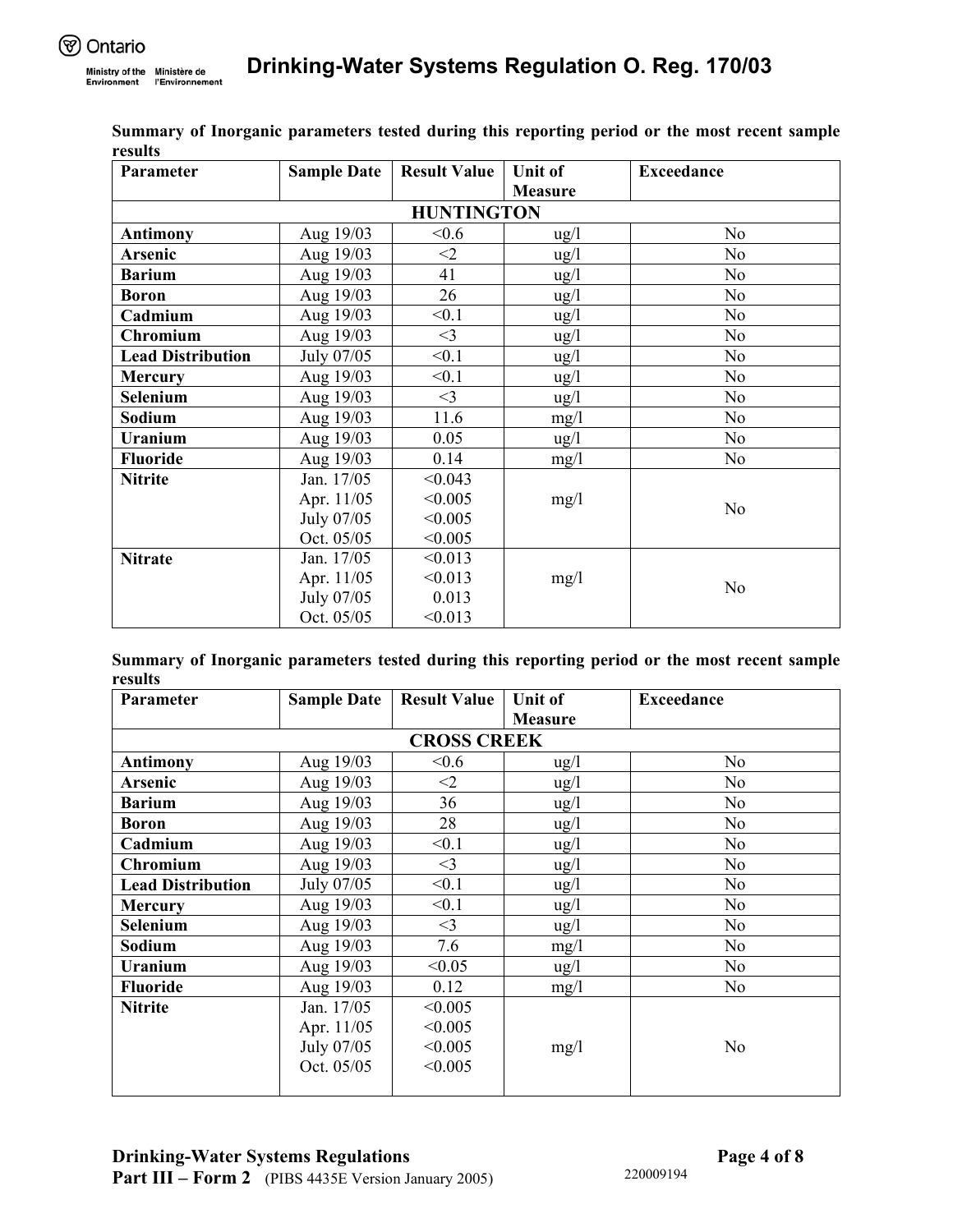**Summary of Inorganic parameters tested during this reporting period or the most recent sample results**

| Parameter | Sample Date | Result Value | Unit of Measure | Exceedance |
|---|---|---|---|---|
| **HUNTINGTON** | | | | |
| **Antimony** | Aug 19/03 | <0.6 | ug/l | No |
| **Arsenic** | Aug 19/03 | <2 | ug/l | No |
| **Barium** | Aug 19/03 | 41 | ug/l | No |
| **Boron** | Aug 19/03 | 26 | ug/l | No |
| **Cadmium** | Aug 19/03 | <0.1 | ug/l | No |
| **Chromium** | Aug 19/03 | <3 | ug/l | No |
| **Lead Distribution** | July 07/05 | <0.1 | ug/l | No |
| **Mercury** | Aug 19/03 | <0.1 | ug/l | No |
| **Selenium** | Aug 19/03 | <3 | ug/l | No |
| **Sodium** | Aug 19/03 | 11.6 | mg/l | No |
| **Uranium** | Aug 19/03 | 0.05 | ug/l | No |
| **Fluoride** | Aug 19/03 | 0.14 | mg/l | No |
| **Nitrite** | Jan. 17/05<br>Apr. 11/05<br>July 07/05<br>Oct. 05/05 | <0.043<br><0.005<br><0.005<br><0.005 | mg/l | No |
| **Nitrate** | Jan. 17/05<br>Apr. 11/05<br>July 07/05<br>Oct. 05/05 | <0.013<br><0.013<br>0.013<br><0.013 | mg/l | No |

**Summary of Inorganic parameters tested during this reporting period or the most recent sample results**

| Parameter | Sample Date | Result Value | Unit of Measure | Exceedance |
|---|---|---|---|---|
| **CROSS CREEK** | | | | |
| **Antimony** | Aug 19/03 | <0.6 | ug/l | No |
| **Arsenic** | Aug 19/03 | <2 | ug/l | No |
| **Barium** | Aug 19/03 | 36 | ug/l | No |
| **Boron** | Aug 19/03 | 28 | ug/l | No |
| **Cadmium** | Aug 19/03 | <0.1 | ug/l | No |
| **Chromium** | Aug 19/03 | <3 | ug/l | No |
| **Lead Distribution** | July 07/05 | <0.1 | ug/l | No |
| **Mercury** | Aug 19/03 | <0.1 | ug/l | No |
| **Selenium** | Aug 19/03 | <3 | ug/l | No |
| **Sodium** | Aug 19/03 | 7.6 | mg/l | No |
| **Uranium** | Aug 19/03 | <0.05 | ug/l | No |
| **Fluoride** | Aug 19/03 | 0.12 | mg/l | No |
| **Nitrite** | Jan. 17/05<br>Apr. 11/05<br>July 07/05<br>Oct. 05/05 | <0.005<br><0.005<br><0.005<br><0.005 | mg/l | No |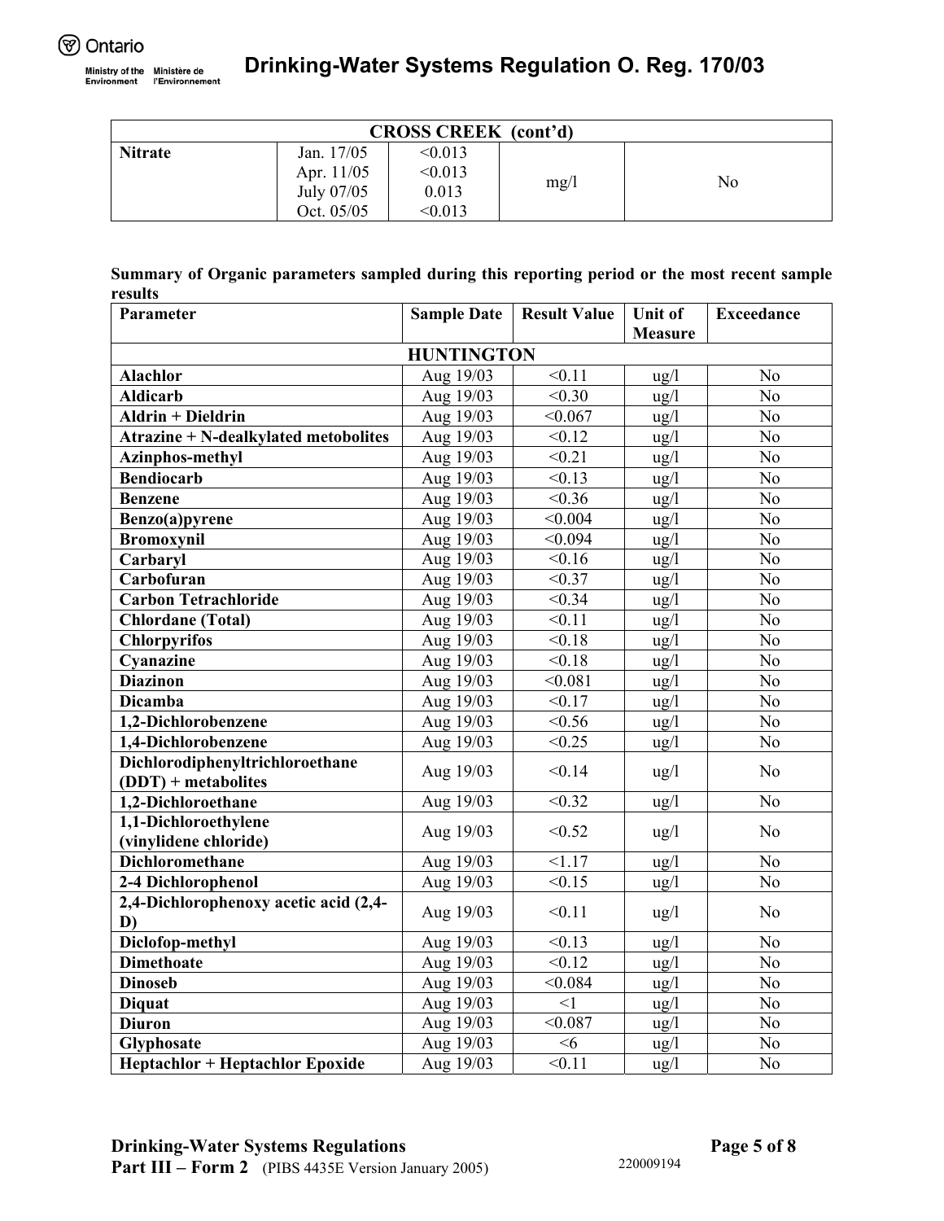| CROSS CREEK (cont'd) | | | | |
|---|---|---|---|---|
| **Nitrate** | Jan. 17/05<br>Apr. 11/05<br>July 07/05<br>Oct. 05/05 | <0.013<br><0.013<br>0.013<br><0.013 | mg/l | No |

**Summary of Organic parameters sampled during this reporting period or the most recent sample results**

| Parameter | Sample Date | Result Value | Unit of Measure | Exceedance |
|---|---|---|---|---|
| **HUNTINGTON** | | | | |
| **Alachlor** | Aug 19/03 | <0.11 | ug/l | No |
| **Aldicarb** | Aug 19/03 | <0.30 | ug/l | No |
| **Aldrin + Dieldrin** | Aug 19/03 | <0.067 | ug/l | No |
| **Atrazine + N-dealkylated metobolites** | Aug 19/03 | <0.12 | ug/l | No |
| **Azinphos-methyl** | Aug 19/03 | <0.21 | ug/l | No |
| **Bendiocarb** | Aug 19/03 | <0.13 | ug/l | No |
| **Benzene** | Aug 19/03 | <0.36 | ug/l | No |
| **Benzo(a)pyrene** | Aug 19/03 | <0.004 | ug/l | No |
| **Bromoxynil** | Aug 19/03 | <0.094 | ug/l | No |
| **Carbaryl** | Aug 19/03 | <0.16 | ug/l | No |
| **Carbofuran** | Aug 19/03 | <0.37 | ug/l | No |
| **Carbon Tetrachloride** | Aug 19/03 | <0.34 | ug/l | No |
| **Chlordane (Total)** | Aug 19/03 | <0.11 | ug/l | No |
| **Chlorpyrifos** | Aug 19/03 | <0.18 | ug/l | No |
| **Cyanazine** | Aug 19/03 | <0.18 | ug/l | No |
| **Diazinon** | Aug 19/03 | <0.081 | ug/l | No |
| **Dicamba** | Aug 19/03 | <0.17 | ug/l | No |
| **1,2-Dichlorobenzene** | Aug 19/03 | <0.56 | ug/l | No |
| **1,4-Dichlorobenzene** | Aug 19/03 | <0.25 | ug/l | No |
| **Dichlorodiphenyltrichloroethane (DDT) + metabolites** | Aug 19/03 | <0.14 | ug/l | No |
| **1,2-Dichloroethane** | Aug 19/03 | <0.32 | ug/l | No |
| **1,1-Dichloroethylene (vinylidene chloride)** | Aug 19/03 | <0.52 | ug/l | No |
| **Dichloromethane** | Aug 19/03 | <1.17 | ug/l | No |
| **2-4 Dichlorophenol** | Aug 19/03 | <0.15 | ug/l | No |
| **2,4-Dichlorophenoxy acetic acid (2,4-D)** | Aug 19/03 | <0.11 | ug/l | No |
| **Diclofop-methyl** | Aug 19/03 | <0.13 | ug/l | No |
| **Dimethoate** | Aug 19/03 | <0.12 | ug/l | No |
| **Dinoseb** | Aug 19/03 | <0.084 | ug/l | No |
| **Diquat** | Aug 19/03 | <1 | ug/l | No |
| **Diuron** | Aug 19/03 | <0.087 | ug/l | No |
| **Glyphosate** | Aug 19/03 | <6 | ug/l | No |
| **Heptachlor + Heptachlor Epoxide** | Aug 19/03 | <0.11 | ug/l | No |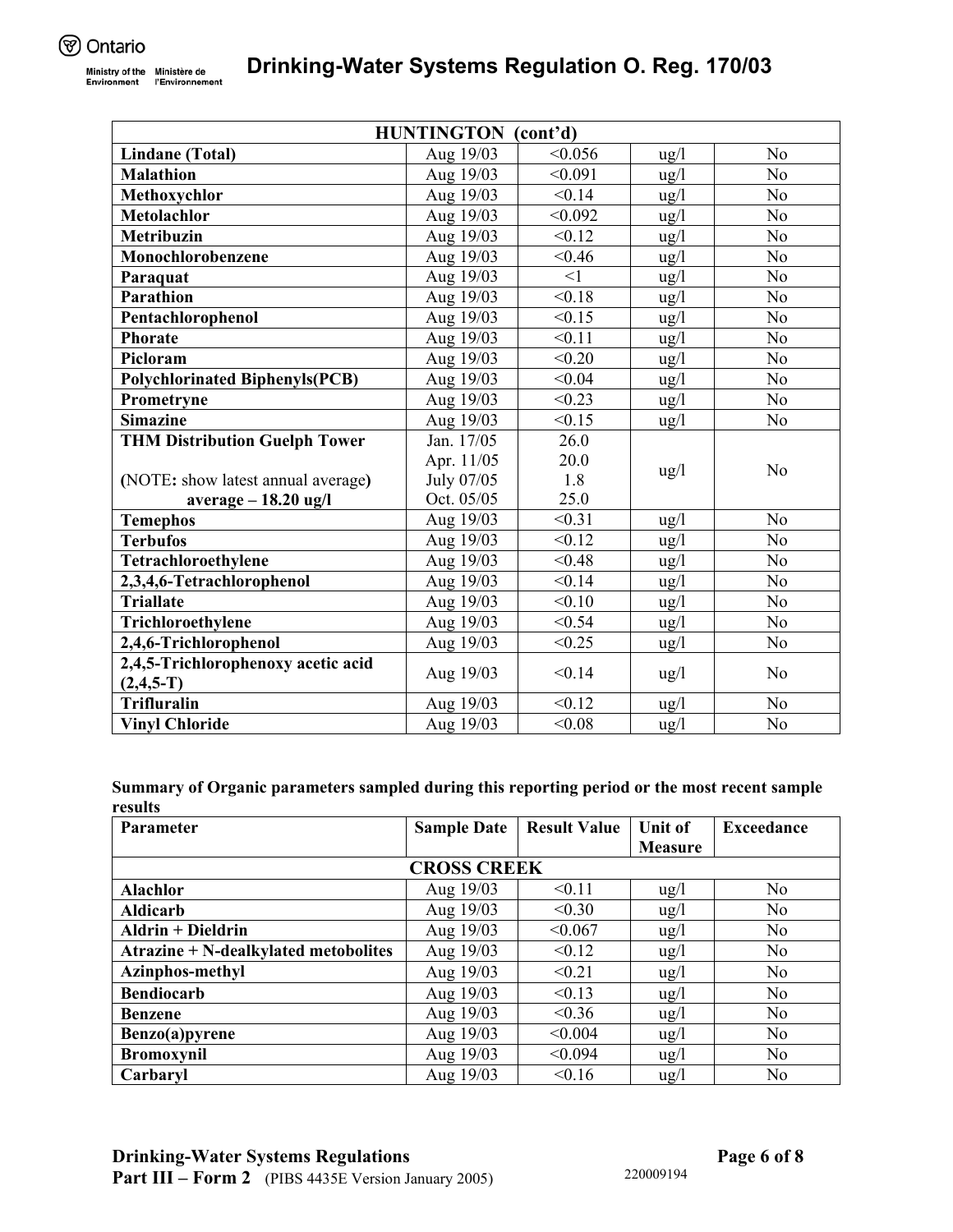| HUNTINGTON (cont'd) | | | | |
|---|---|---|---|---|
| **Lindane (Total)** | Aug 19/03 | <0.056 | ug/l | No |
| **Malathion** | Aug 19/03 | <0.091 | ug/l | No |
| **Methoxychlor** | Aug 19/03 | <0.14 | ug/l | No |
| **Metolachlor** | Aug 19/03 | <0.092 | ug/l | No |
| **Metribuzin** | Aug 19/03 | <0.12 | ug/l | No |
| **Monochlorobenzene** | Aug 19/03 | <0.46 | ug/l | No |
| **Paraquat** | Aug 19/03 | <1 | ug/l | No |
| **Parathion** | Aug 19/03 | <0.18 | ug/l | No |
| **Pentachlorophenol** | Aug 19/03 | <0.15 | ug/l | No |
| **Phorate** | Aug 19/03 | <0.11 | ug/l | No |
| **Picloram** | Aug 19/03 | <0.20 | ug/l | No |
| **Polychlorinated Biphenyls(PCB)** | Aug 19/03 | <0.04 | ug/l | No |
| **Prometryne** | Aug 19/03 | <0.23 | ug/l | No |
| **Simazine** | Aug 19/03 | <0.15 | ug/l | No |
| **THM Distribution Guelph Tower** (NOTE: show latest annual average) **average – 18.20 ug/l** | Jan. 17/05 Apr. 11/05 July 07/05 Oct. 05/05 | 26.0 20.0 1.8 25.0 | ug/l | No |
| **Temephos** | Aug 19/03 | <0.31 | ug/l | No |
| **Terbufos** | Aug 19/03 | <0.12 | ug/l | No |
| **Tetrachloroethylene** | Aug 19/03 | <0.48 | ug/l | No |
| **2,3,4,6-Tetrachlorophenol** | Aug 19/03 | <0.14 | ug/l | No |
| **Triallate** | Aug 19/03 | <0.10 | ug/l | No |
| **Trichloroethylene** | Aug 19/03 | <0.54 | ug/l | No |
| **2,4,6-Trichlorophenol** | Aug 19/03 | <0.25 | ug/l | No |
| **2,4,5-Trichlorophenoxy acetic acid (2,4,5-T)** | Aug 19/03 | <0.14 | ug/l | No |
| **Trifluralin** | Aug 19/03 | <0.12 | ug/l | No |
| **Vinyl Chloride** | Aug 19/03 | <0.08 | ug/l | No |

**Summary of Organic parameters sampled during this reporting period or the most recent sample results**

| Parameter | Sample Date | Result Value | Unit of Measure | Exceedance |
|---|---|---|---|---|
| **CROSS CREEK** | | | | |
| **Alachlor** | Aug 19/03 | <0.11 | ug/l | No |
| **Aldicarb** | Aug 19/03 | <0.30 | ug/l | No |
| **Aldrin + Dieldrin** | Aug 19/03 | <0.067 | ug/l | No |
| **Atrazine + N-dealkylated metobolites** | Aug 19/03 | <0.12 | ug/l | No |
| **Azinphos-methyl** | Aug 19/03 | <0.21 | ug/l | No |
| **Bendiocarb** | Aug 19/03 | <0.13 | ug/l | No |
| **Benzene** | Aug 19/03 | <0.36 | ug/l | No |
| **Benzo(a)pyrene** | Aug 19/03 | <0.004 | ug/l | No |
| **Bromoxynil** | Aug 19/03 | <0.094 | ug/l | No |
| **Carbaryl** | Aug 19/03 | <0.16 | ug/l | No |

**Drinking-Water Systems Regulations**
**Part III – Form 2** (PIBS 4435E Version January 2005) 220009194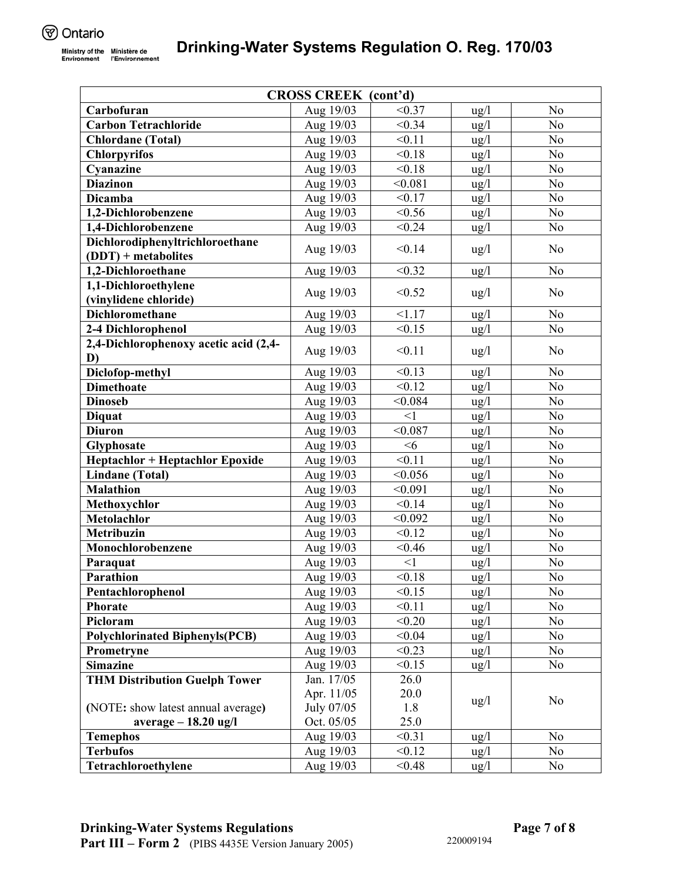| CROSS CREEK (cont'd) | | | | |
|---|---|---|---|---|
| **Carbofuran** | Aug 19/03 | <0.37 | ug/l | No |
| **Carbon Tetrachloride** | Aug 19/03 | <0.34 | ug/l | No |
| **Chlordane (Total)** | Aug 19/03 | <0.11 | ug/l | No |
| **Chlorpyrifos** | Aug 19/03 | <0.18 | ug/l | No |
| **Cyanazine** | Aug 19/03 | <0.18 | ug/l | No |
| **Diazinon** | Aug 19/03 | <0.081 | ug/l | No |
| **Dicamba** | Aug 19/03 | <0.17 | ug/l | No |
| **1,2-Dichlorobenzene** | Aug 19/03 | <0.56 | ug/l | No |
| **1,4-Dichlorobenzene** | Aug 19/03 | <0.24 | ug/l | No |
| **Dichlorodiphenyltrichloroethane (DDT) + metabolites** | Aug 19/03 | <0.14 | ug/l | No |
| **1,2-Dichloroethane** | Aug 19/03 | <0.32 | ug/l | No |
| **1,1-Dichloroethylene (vinylidene chloride)** | Aug 19/03 | <0.52 | ug/l | No |
| **Dichloromethane** | Aug 19/03 | <1.17 | ug/l | No |
| **2-4 Dichlorophenol** | Aug 19/03 | <0.15 | ug/l | No |
| **2,4-Dichlorophenoxy acetic acid (2,4-D)** | Aug 19/03 | <0.11 | ug/l | No |
| **Diclofop-methyl** | Aug 19/03 | <0.13 | ug/l | No |
| **Dimethoate** | Aug 19/03 | <0.12 | ug/l | No |
| **Dinoseb** | Aug 19/03 | <0.084 | ug/l | No |
| **Diquat** | Aug 19/03 | <1 | ug/l | No |
| **Diuron** | Aug 19/03 | <0.087 | ug/l | No |
| **Glyphosate** | Aug 19/03 | <6 | ug/l | No |
| **Heptachlor + Heptachlor Epoxide** | Aug 19/03 | <0.11 | ug/l | No |
| **Lindane (Total)** | Aug 19/03 | <0.056 | ug/l | No |
| **Malathion** | Aug 19/03 | <0.091 | ug/l | No |
| **Methoxychlor** | Aug 19/03 | <0.14 | ug/l | No |
| **Metolachlor** | Aug 19/03 | <0.092 | ug/l | No |
| **Metribuzin** | Aug 19/03 | <0.12 | ug/l | No |
| **Monochlorobenzene** | Aug 19/03 | <0.46 | ug/l | No |
| **Paraquat** | Aug 19/03 | <1 | ug/l | No |
| **Parathion** | Aug 19/03 | <0.18 | ug/l | No |
| **Pentachlorophenol** | Aug 19/03 | <0.15 | ug/l | No |
| **Phorate** | Aug 19/03 | <0.11 | ug/l | No |
| **Picloram** | Aug 19/03 | <0.20 | ug/l | No |
| **Polychlorinated Biphenyls(PCB)** | Aug 19/03 | <0.04 | ug/l | No |
| **Prometryne** | Aug 19/03 | <0.23 | ug/l | No |
| **Simazine** | Aug 19/03 | <0.15 | ug/l | No |
| **THM Distribution Guelph Tower**<br><br>(**NOTE:** show latest annual average)<br>**average – 18.20 ug/l** | Jan. 17/05<br>Apr. 11/05<br>July 07/05<br>Oct. 05/05 | 26.0<br>20.0<br>1.8<br>25.0 | ug/l | No |
| **Temephos** | Aug 19/03 | <0.31 | ug/l | No |
| **Terbufos** | Aug 19/03 | <0.12 | ug/l | No |
| **Tetrachloroethylene** | Aug 19/03 | <0.48 | ug/l | No |

**Drinking-Water Systems Regulations**
**Part III – Form 2** (PIBS 4435E Version January 2005)

220009194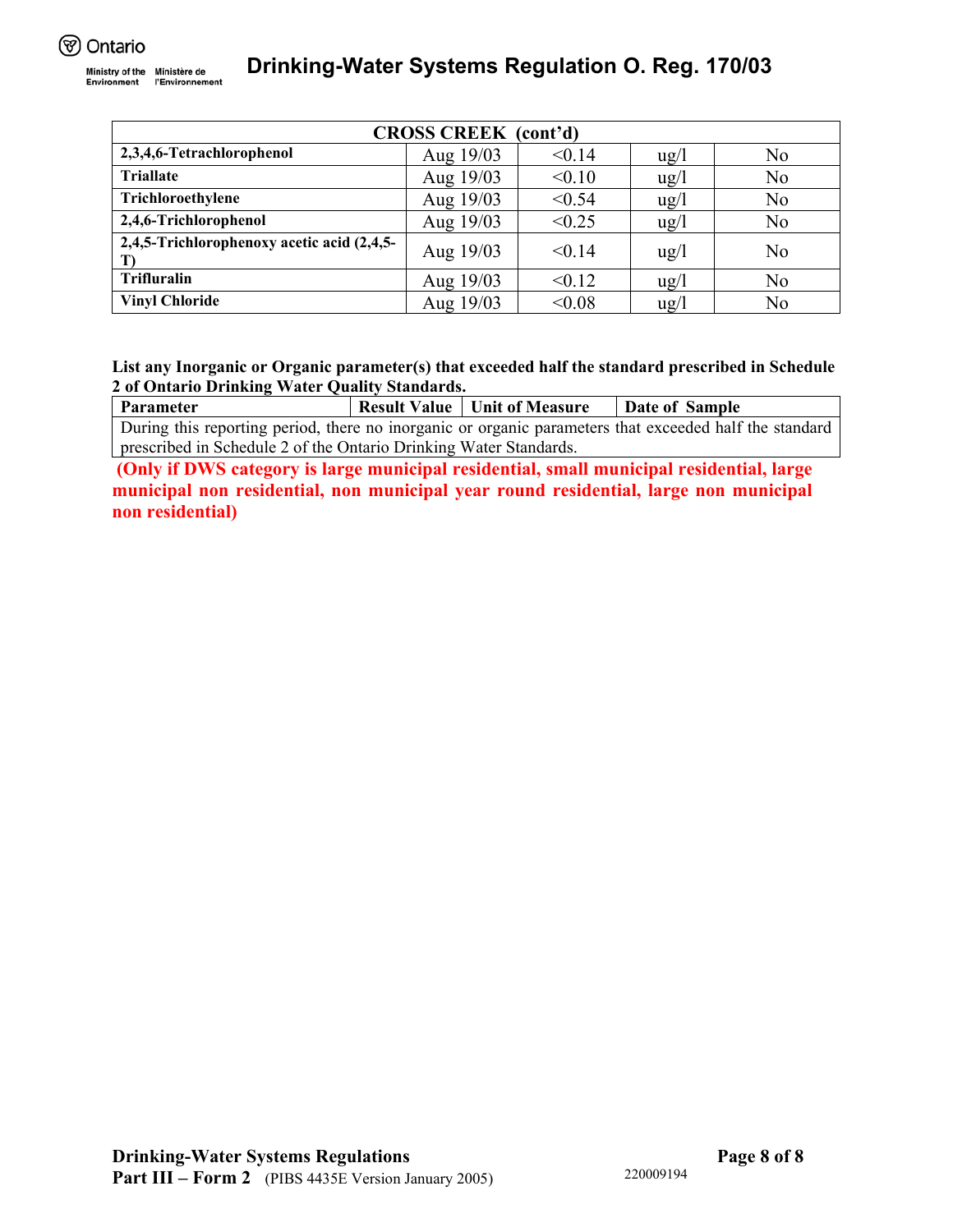| CROSS CREEK (cont'd) | | | | |
|---|---|---|---|---|
| **2,3,4,6-Tetrachlorophenol** | Aug 19/03 | <0.14 | ug/l | No |
| **Triallate** | Aug 19/03 | <0.10 | ug/l | No |
| **Trichloroethylene** | Aug 19/03 | <0.54 | ug/l | No |
| **2,4,6-Trichlorophenol** | Aug 19/03 | <0.25 | ug/l | No |
| **2,4,5-Trichlorophenoxy acetic acid (2,4,5-T)** | Aug 19/03 | <0.14 | ug/l | No |
| **Trifluralin** | Aug 19/03 | <0.12 | ug/l | No |
| **Vinyl Chloride** | Aug 19/03 | <0.08 | ug/l | No |

**List any Inorganic or Organic parameter(s) that exceeded half the standard prescribed in Schedule 2 of Ontario Drinking Water Quality Standards.**

| Parameter | Result Value | Unit of Measure | Date of Sample |
|---|---|---|---|
| During this reporting period, there no inorganic or organic parameters that exceeded half the standard prescribed in Schedule 2 of the Ontario Drinking Water Standards. | | | |

**(Only if DWS category is large municipal residential, small municipal residential, large municipal non residential, non municipal year round residential, large non municipal non residential)**